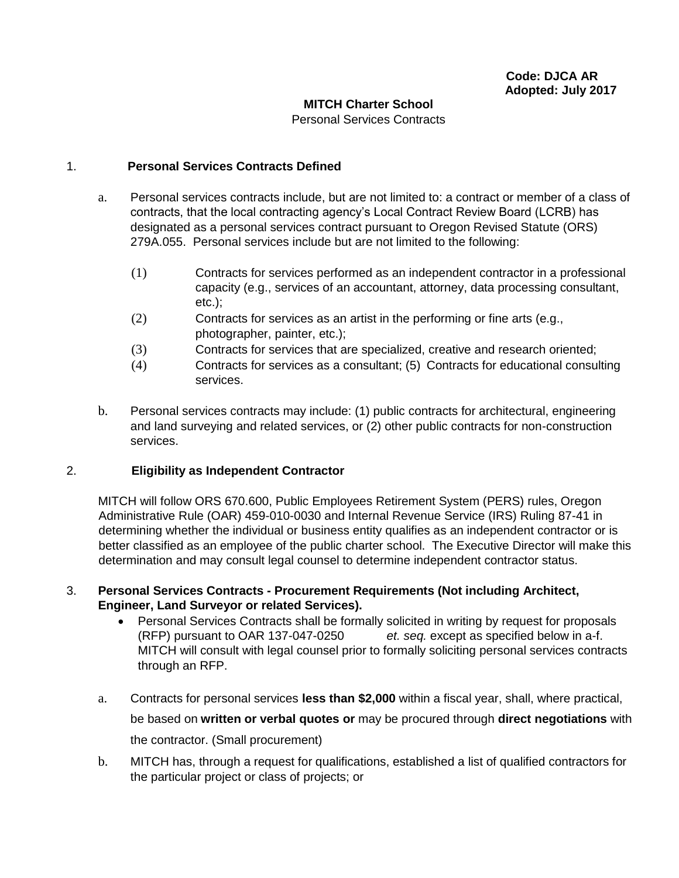**Code: DJCA AR**
**Adopted: July 2017**

**MITCH Charter School**

Personal Services Contracts

1. **Personal Services Contracts Defined**

   a. Personal services contracts include, but are not limited to: a contract or member of a class of contracts, that the local contracting agency's Local Contract Review Board (LCRB) has designated as a personal services contract pursuant to Oregon Revised Statute (ORS) 279A.055. Personal services include but are not limited to the following:

      (1) Contracts for services performed as an independent contractor in a professional capacity (e.g., services of an accountant, attorney, data processing consultant, etc.);

      (2) Contracts for services as an artist in the performing or fine arts (e.g., photographer, painter, etc.);

      (3) Contracts for services that are specialized, creative and research oriented;

      (4) Contracts for services as a consultant; (5) Contracts for educational consulting services.

   b. Personal services contracts may include: (1) public contracts for architectural, engineering and land surveying and related services, or (2) other public contracts for non-construction services.

2. **Eligibility as Independent Contractor**

   MITCH will follow ORS 670.600, Public Employees Retirement System (PERS) rules, Oregon Administrative Rule (OAR) 459-010-0030 and Internal Revenue Service (IRS) Ruling 87-41 in determining whether the individual or business entity qualifies as an independent contractor or is better classified as an employee of the public charter school. The Executive Director will make this determination and may consult legal counsel to determine independent contractor status.

3. **Personal Services Contracts - Procurement Requirements (Not including Architect, Engineer, Land Surveyor or related Services).**

   - Personal Services Contracts shall be formally solicited in writing by request for proposals (RFP) pursuant to OAR 137-047-0250 *et. seq.* except as specified below in a-f. MITCH will consult with legal counsel prior to formally soliciting personal services contracts through an RFP.

   a. Contracts for personal services **less than $2,000** within a fiscal year, shall, where practical, be based on **written or verbal quotes or** may be procured through **direct negotiations** with the contractor. (Small procurement)

   b. MITCH has, through a request for qualifications, established a list of qualified contractors for the particular project or class of projects; or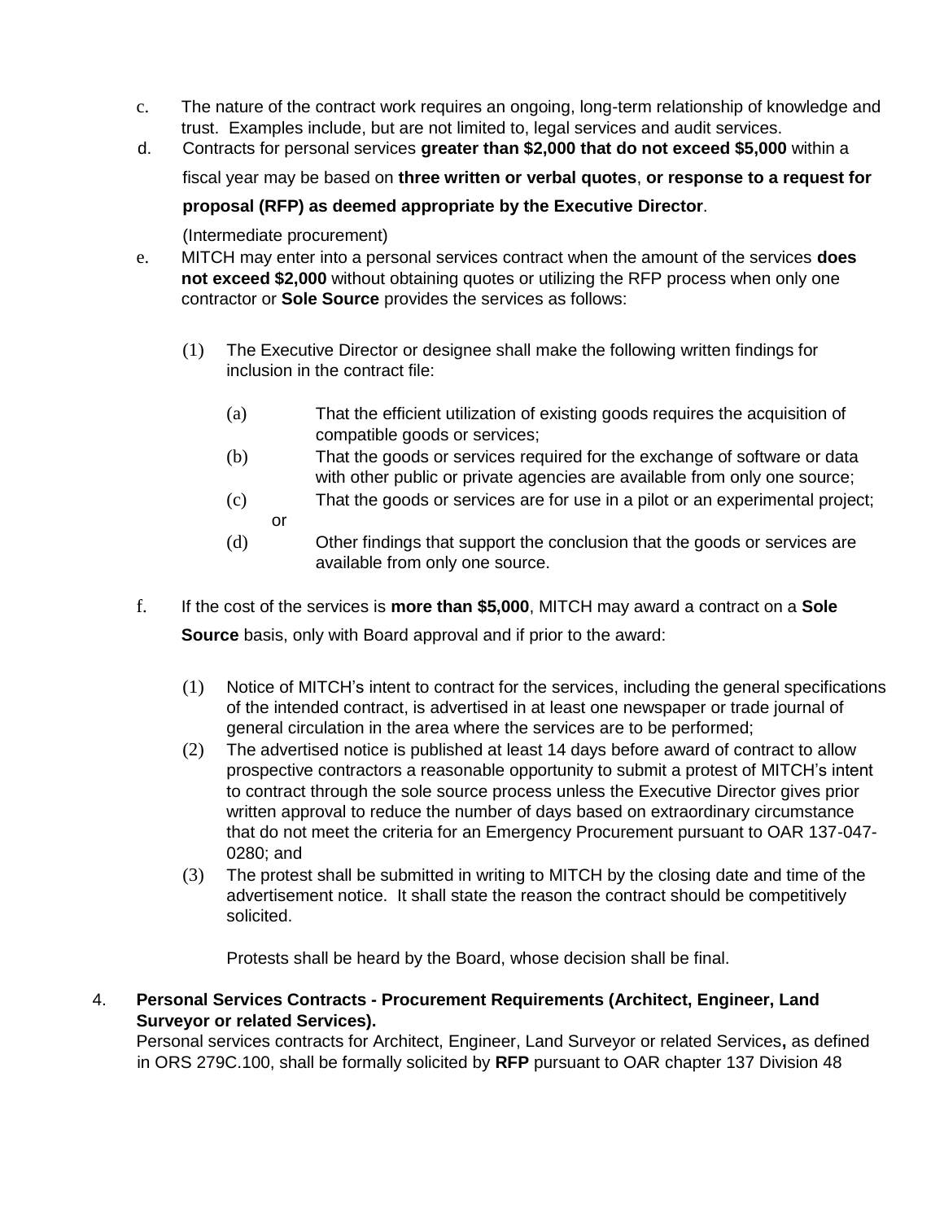c. The nature of the contract work requires an ongoing, long-term relationship of knowledge and trust. Examples include, but are not limited to, legal services and audit services.

d. Contracts for personal services **greater than $2,000 that do not exceed $5,000** within a fiscal year may be based on **three written or verbal quotes**, **or response to a request for proposal (RFP) as deemed appropriate by the Executive Director**.

   (Intermediate procurement)

e. MITCH may enter into a personal services contract when the amount of the services **does not exceed $2,000** without obtaining quotes or utilizing the RFP process when only one contractor or **Sole Source** provides the services as follows:

   (1) The Executive Director or designee shall make the following written findings for inclusion in the contract file:

      (a) That the efficient utilization of existing goods requires the acquisition of compatible goods or services;

      (b) That the goods or services required for the exchange of software or data with other public or private agencies are available from only one source;

      (c) That the goods or services are for use in a pilot or an experimental project; or

      (d) Other findings that support the conclusion that the goods or services are available from only one source.

f. If the cost of the services is **more than $5,000**, MITCH may award a contract on a **Sole Source** basis, only with Board approval and if prior to the award:

   (1) Notice of MITCH's intent to contract for the services, including the general specifications of the intended contract, is advertised in at least one newspaper or trade journal of general circulation in the area where the services are to be performed;

   (2) The advertised notice is published at least 14 days before award of contract to allow prospective contractors a reasonable opportunity to submit a protest of MITCH's intent to contract through the sole source process unless the Executive Director gives prior written approval to reduce the number of days based on extraordinary circumstance that do not meet the criteria for an Emergency Procurement pursuant to OAR 137-047-0280; and

   (3) The protest shall be submitted in writing to MITCH by the closing date and time of the advertisement notice. It shall state the reason the contract should be competitively solicited.

   Protests shall be heard by the Board, whose decision shall be final.

4. **Personal Services Contracts - Procurement Requirements (Architect, Engineer, Land Surveyor or related Services).**

   Personal services contracts for Architect, Engineer, Land Surveyor or related Services**,** as defined in ORS 279C.100, shall be formally solicited by **RFP** pursuant to OAR chapter 137 Division 48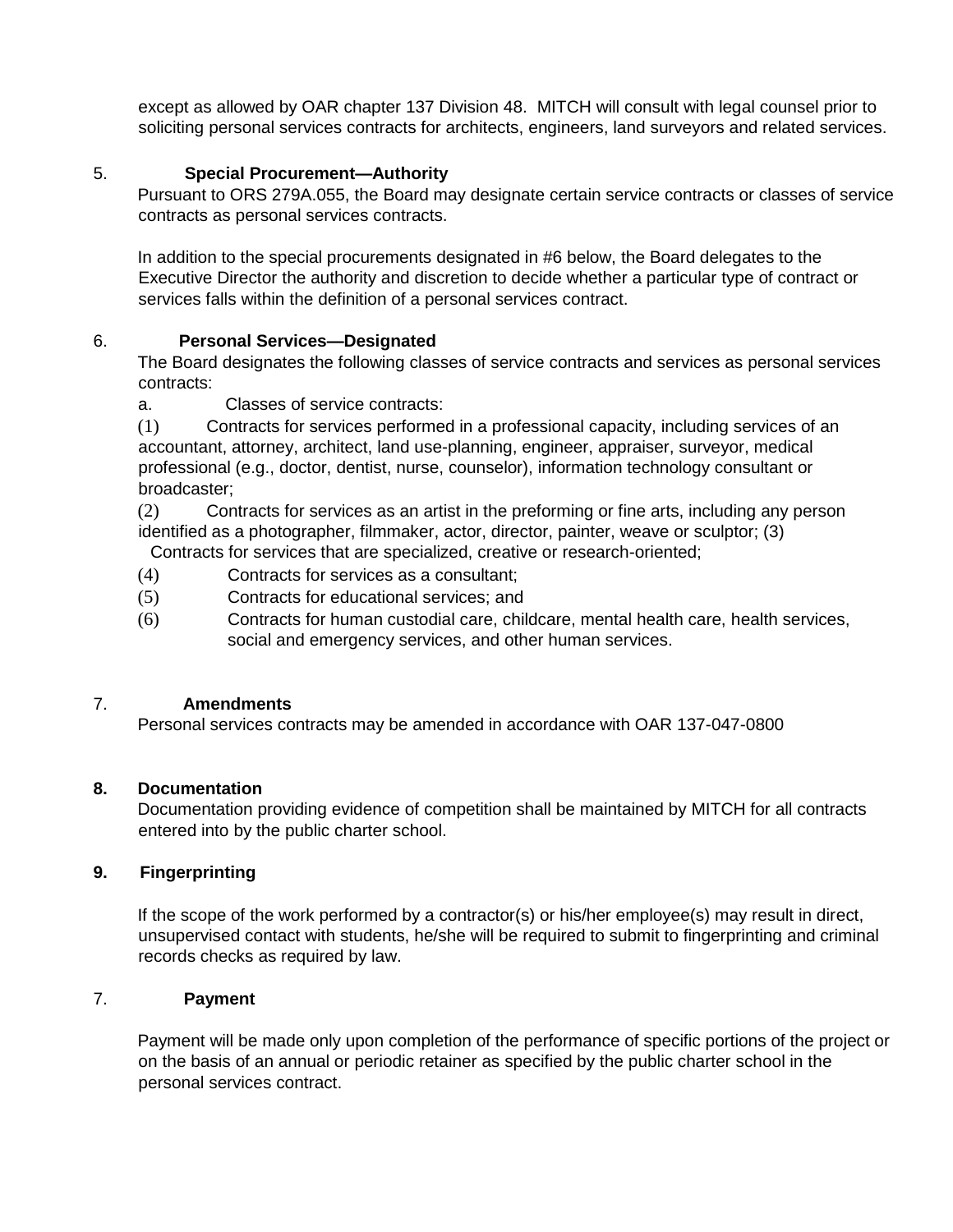except as allowed by OAR chapter 137 Division 48. MITCH will consult with legal counsel prior to soliciting personal services contracts for architects, engineers, land surveyors and related services.

5. **Special Procurement—Authority**

Pursuant to ORS 279A.055, the Board may designate certain service contracts or classes of service contracts as personal services contracts.

In addition to the special procurements designated in #6 below, the Board delegates to the Executive Director the authority and discretion to decide whether a particular type of contract or services falls within the definition of a personal services contract.

6. **Personal Services—Designated**

The Board designates the following classes of service contracts and services as personal services contracts:

a. Classes of service contracts:

(1) Contracts for services performed in a professional capacity, including services of an accountant, attorney, architect, land use-planning, engineer, appraiser, surveyor, medical professional (e.g., doctor, dentist, nurse, counselor), information technology consultant or broadcaster;

(2) Contracts for services as an artist in the preforming or fine arts, including any person identified as a photographer, filmmaker, actor, director, painter, weave or sculptor; (3) Contracts for services that are specialized, creative or research-oriented;

(4) Contracts for services as a consultant;

(5) Contracts for educational services; and

(6) Contracts for human custodial care, childcare, mental health care, health services, social and emergency services, and other human services.

7. **Amendments**

Personal services contracts may be amended in accordance with OAR 137-047-0800

**8. Documentation**

Documentation providing evidence of competition shall be maintained by MITCH for all contracts entered into by the public charter school.

**9. Fingerprinting**

If the scope of the work performed by a contractor(s) or his/her employee(s) may result in direct, unsupervised contact with students, he/she will be required to submit to fingerprinting and criminal records checks as required by law.

7. **Payment**

Payment will be made only upon completion of the performance of specific portions of the project or on the basis of an annual or periodic retainer as specified by the public charter school in the personal services contract.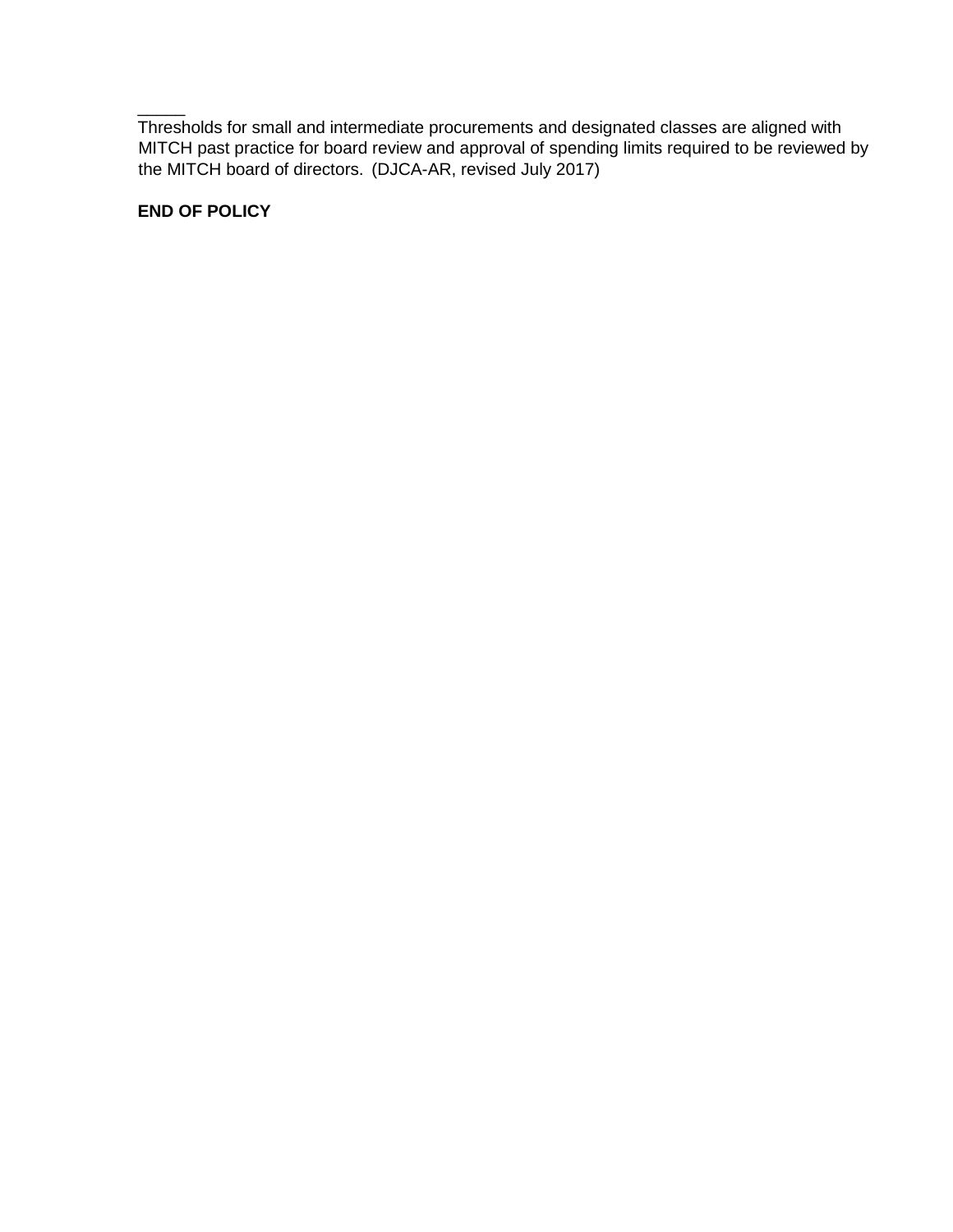_____
Thresholds for small and intermediate procurements and designated classes are aligned with MITCH past practice for board review and approval of spending limits required to be reviewed by the MITCH board of directors. (DJCA-AR, revised July 2017)

**END OF POLICY**